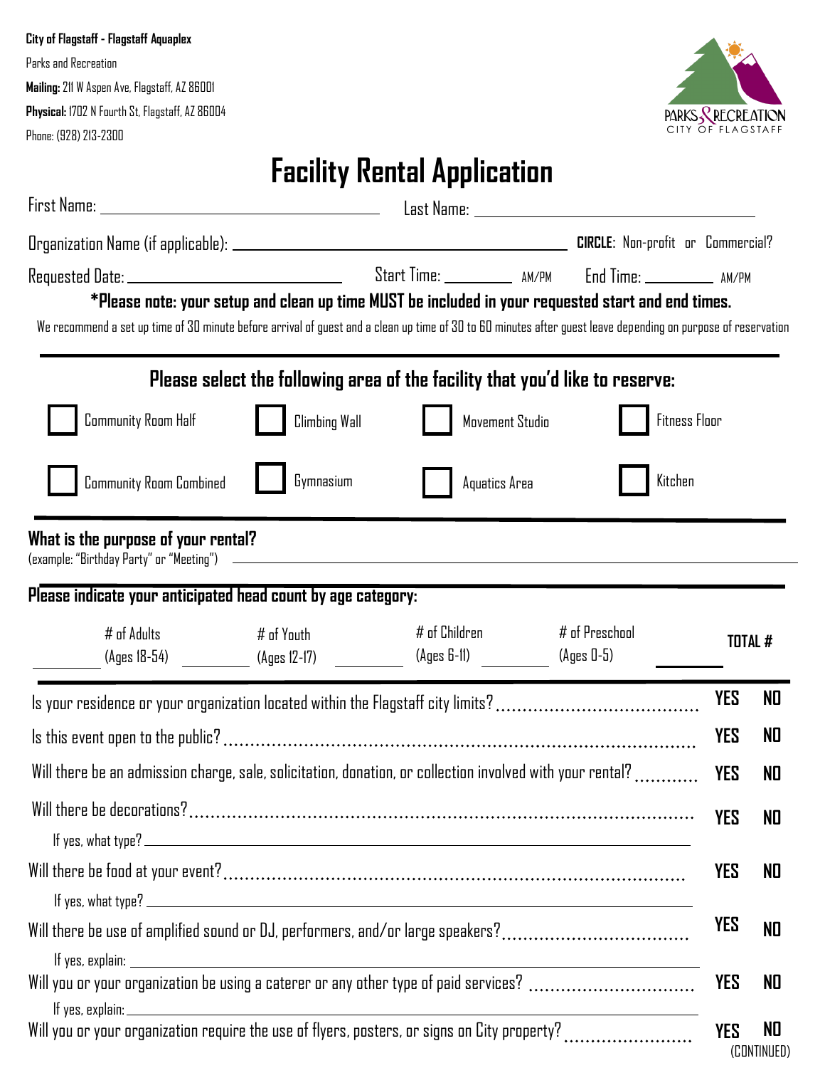**City of Flagstaff - Flagstaff Aquaplex**

Parks and Recreation

**Mailing:** 211 W Aspen Ave, Flagstaff, AZ 86001

**Physical:** 1702 N Fourth St, Flagstaff, AZ 86004

Phone: (928) 213-2300

PARKS & RECREATION
CITY OF FLAGSTAFF

# Facility Rental Application

First Name: ______________________ Last Name: ______________________

Organization Name (if applicable): ______________________ **CIRCLE**: Non-profit or Commercial?

Requested Date: ______________ Start Time: ________ AM/PM End Time: ________ AM/PM

**\*Please note: your setup and clean up time MUST be included in your requested start and end times.**

We recommend a set up time of 30 minute before arrival of guest and a clean up time of 30 to 60 minutes after guest leave depending on purpose of reservation

---

## Please select the following area of the facility that you'd like to reserve:

- ☐ Community Room Half
- ☐ Climbing Wall
- ☐ Movement Studio
- ☐ Fitness Floor
- ☐ Community Room Combined
- ☐ Gymnasium
- ☐ Aquatics Area
- ☐ Kitchen

---

**What is the purpose of your rental?**
(example: "Birthday Party" or "Meeting") ______________________

**Please indicate your anticipated head count by age category:**

| ______ # of Adults (Ages 18-54) | ______ # of Youth (Ages 12-17) | ______ # of Children (Ages 6-11) | ______ # of Preschool (Ages 0-5) | ______ **TOTAL #** |
|---|---|---|---|---|

---

Is your residence or your organization located within the Flagstaff city limits? ........ **YES NO**

Is this event open to the public? ........ **YES NO**

Will there be an admission charge, sale, solicitation, donation, or collection involved with your rental? ........ **YES NO**

Will there be decorations? ........ **YES NO**

If yes, what type? ______________________

Will there be food at your event? ........ **YES NO**

If yes, what type? ______________________

Will there be use of amplified sound or DJ, performers, and/or large speakers? ........ **YES NO**

If yes, explain: ______________________

Will you or your organization be using a caterer or any other type of paid services? ........ **YES NO**

If yes, explain: ______________________

Will you or your organization require the use of flyers, posters, or signs on City property? ........ **YES NO**

(CONTINUED)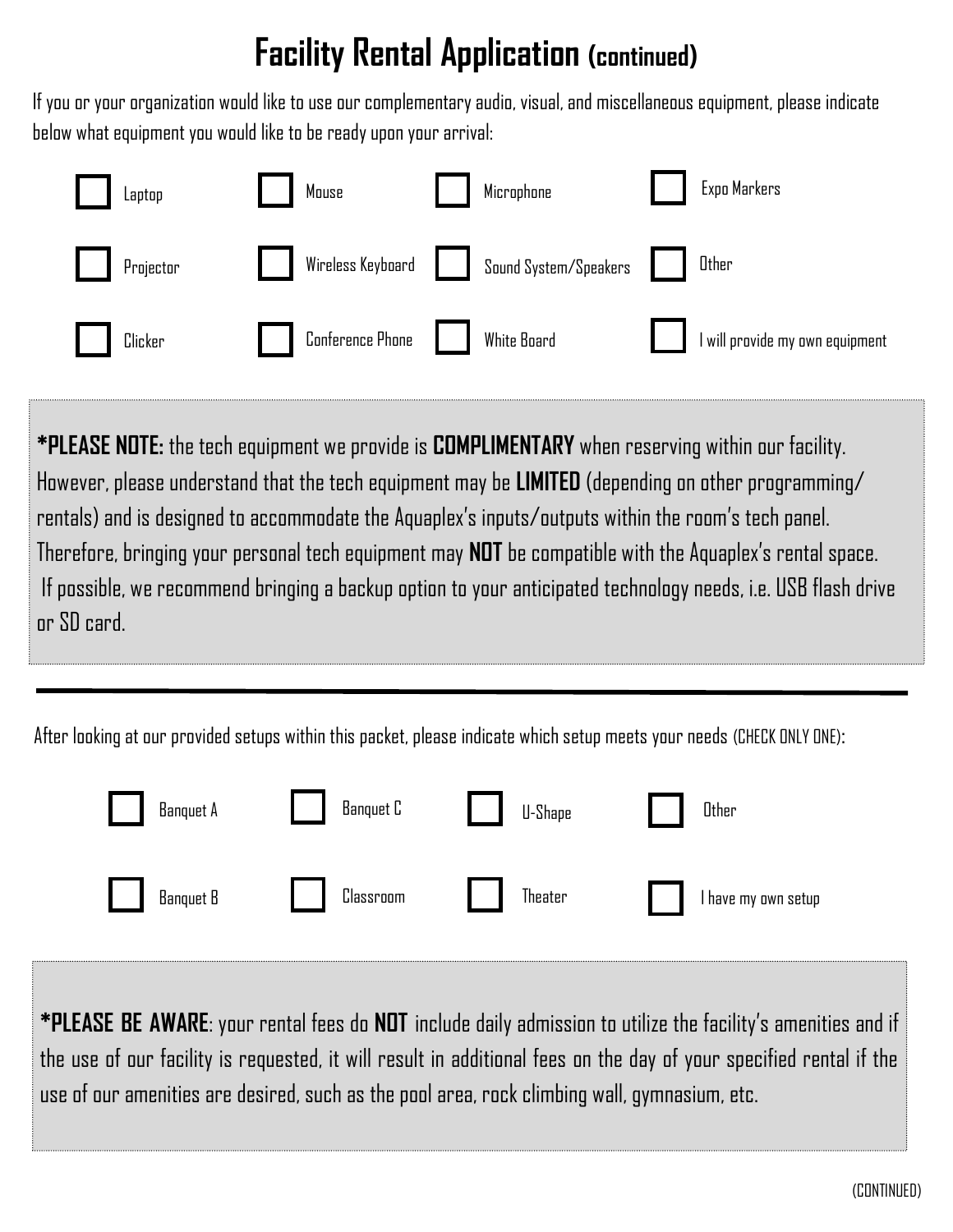# Facility Rental Application (continued)

If you or your organization would like to use our complementary audio, visual, and miscellaneous equipment, please indicate below what equipment you would like to be ready upon your arrival:

- [ ] Laptop
- [ ] Mouse
- [ ] Microphone
- [ ] Expo Markers
- [ ] Projector
- [ ] Wireless Keyboard
- [ ] Sound System/Speakers
- [ ] Other
- [ ] Clicker
- [ ] Conference Phone
- [ ] White Board
- [ ] I will provide my own equipment

***PLEASE NOTE:** the tech equipment we provide is **COMPLIMENTARY** when reserving within our facility. However, please understand that the tech equipment may be **LIMITED** (depending on other programming/ rentals) and is designed to accommodate the Aquaplex's inputs/outputs within the room's tech panel. Therefore, bringing your personal tech equipment may **NOT** be compatible with the Aquaplex's rental space. If possible, we recommend bringing a backup option to your anticipated technology needs, i.e. USB flash drive or SD card.

---

After looking at our provided setups within this packet, please indicate which setup meets your needs (CHECK ONLY ONE):

- [ ] Banquet A
- [ ] Banquet C
- [ ] U-Shape
- [ ] Other
- [ ] Banquet B
- [ ] Classroom
- [ ] Theater
- [ ] I have my own setup

***PLEASE BE AWARE**: your rental fees do **NOT** include daily admission to utilize the facility's amenities and if the use of our facility is requested, it will result in additional fees on the day of your specified rental if the use of our amenities are desired, such as the pool area, rock climbing wall, gymnasium, etc.

(CONTINUED)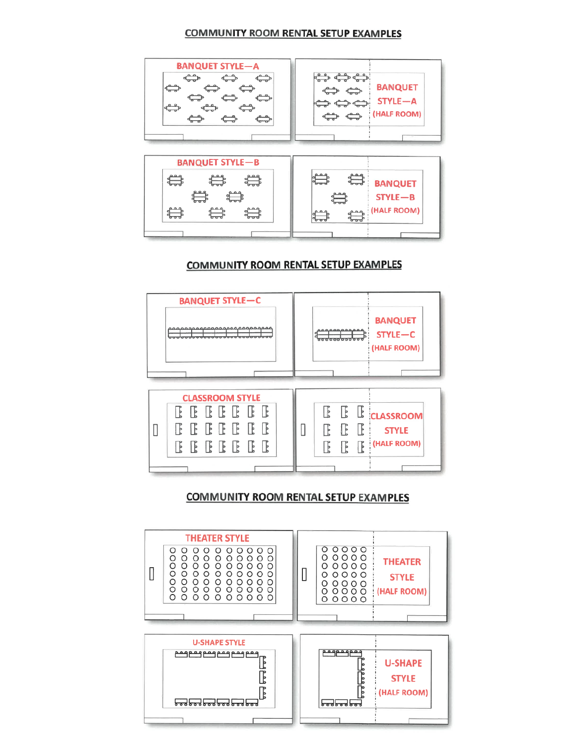## COMMUNITY ROOM RENTAL SETUP EXAMPLES

BANQUET STYLE—A

BANQUET STYLE—A (HALF ROOM)

BANQUET STYLE—B

BANQUET STYLE—B (HALF ROOM)

## COMMUNITY ROOM RENTAL SETUP EXAMPLES

BANQUET STYLE—C

BANQUET STYLE—C (HALF ROOM)

CLASSROOM STYLE

CLASSROOM STYLE (HALF ROOM)

## COMMUNITY ROOM RENTAL SETUP EXAMPLES

THEATER STYLE

THEATER STYLE (HALF ROOM)

U-SHAPE STYLE

U-SHAPE STYLE (HALF ROOM)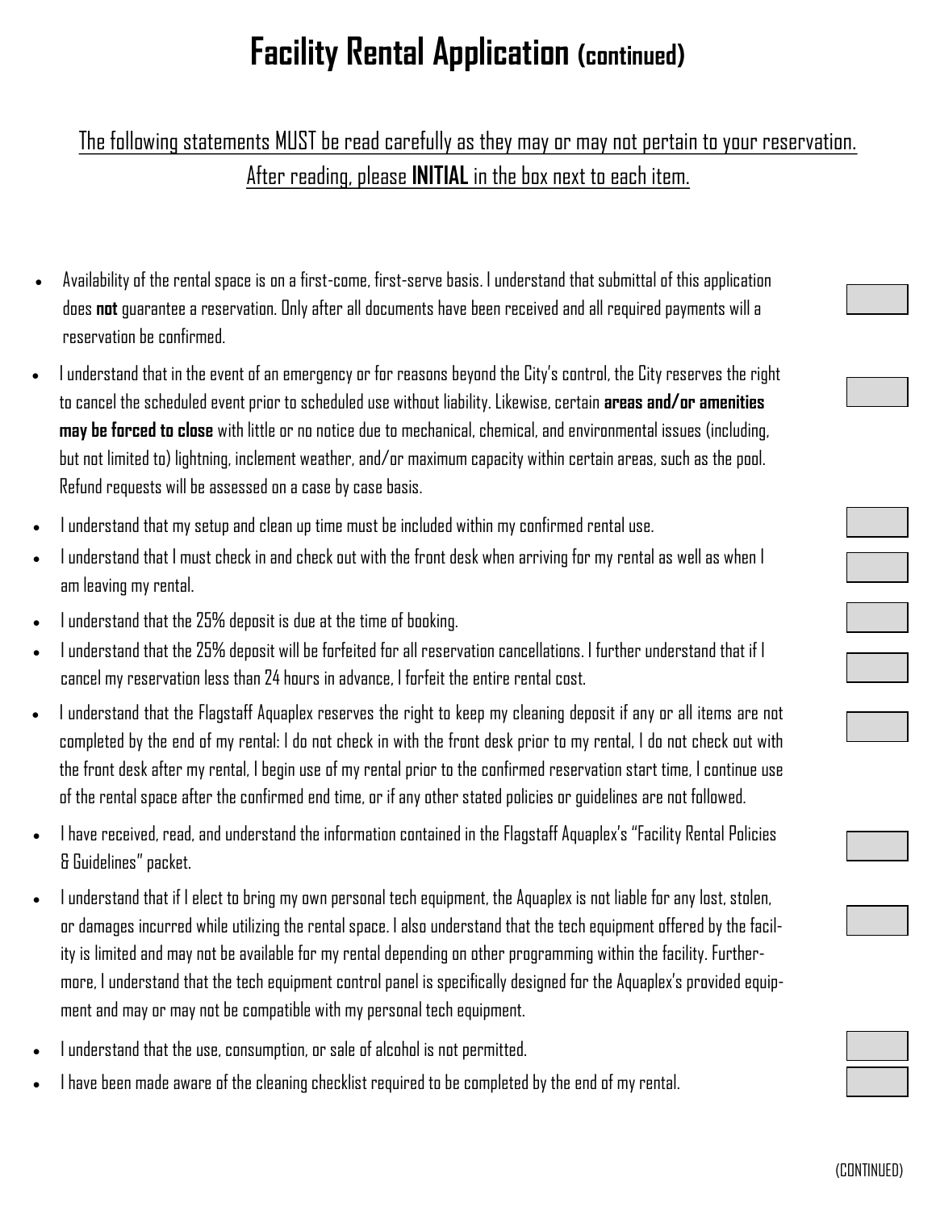# Facility Rental Application (continued)

The following statements MUST be read carefully as they may or may not pertain to your reservation. After reading, please **INITIAL** in the box next to each item.

- Availability of the rental space is on a first-come, first-serve basis. I understand that submittal of this application does **not** guarantee a reservation. Only after all documents have been received and all required payments will a reservation be confirmed.
- I understand that in the event of an emergency or for reasons beyond the City's control, the City reserves the right to cancel the scheduled event prior to scheduled use without liability. Likewise, certain **areas and/or amenities may be forced to close** with little or no notice due to mechanical, chemical, and environmental issues (including, but not limited to) lightning, inclement weather, and/or maximum capacity within certain areas, such as the pool. Refund requests will be assessed on a case by case basis.
- I understand that my setup and clean up time must be included within my confirmed rental use.
- I understand that I must check in and check out with the front desk when arriving for my rental as well as when I am leaving my rental.
- I understand that the 25% deposit is due at the time of booking.
- I understand that the 25% deposit will be forfeited for all reservation cancellations. I further understand that if I cancel my reservation less than 24 hours in advance, I forfeit the entire rental cost.
- I understand that the Flagstaff Aquaplex reserves the right to keep my cleaning deposit if any or all items are not completed by the end of my rental: I do not check in with the front desk prior to my rental, I do not check out with the front desk after my rental, I begin use of my rental prior to the confirmed reservation start time, I continue use of the rental space after the confirmed end time, or if any other stated policies or guidelines are not followed.
- I have received, read, and understand the information contained in the Flagstaff Aquaplex's "Facility Rental Policies & Guidelines" packet.
- I understand that if I elect to bring my own personal tech equipment, the Aquaplex is not liable for any lost, stolen, or damages incurred while utilizing the rental space. I also understand that the tech equipment offered by the facility is limited and may not be available for my rental depending on other programming within the facility. Furthermore, I understand that the tech equipment control panel is specifically designed for the Aquaplex's provided equipment and may or may not be compatible with my personal tech equipment.
- I understand that the use, consumption, or sale of alcohol is not permitted.
- I have been made aware of the cleaning checklist required to be completed by the end of my rental.

(CONTINUED)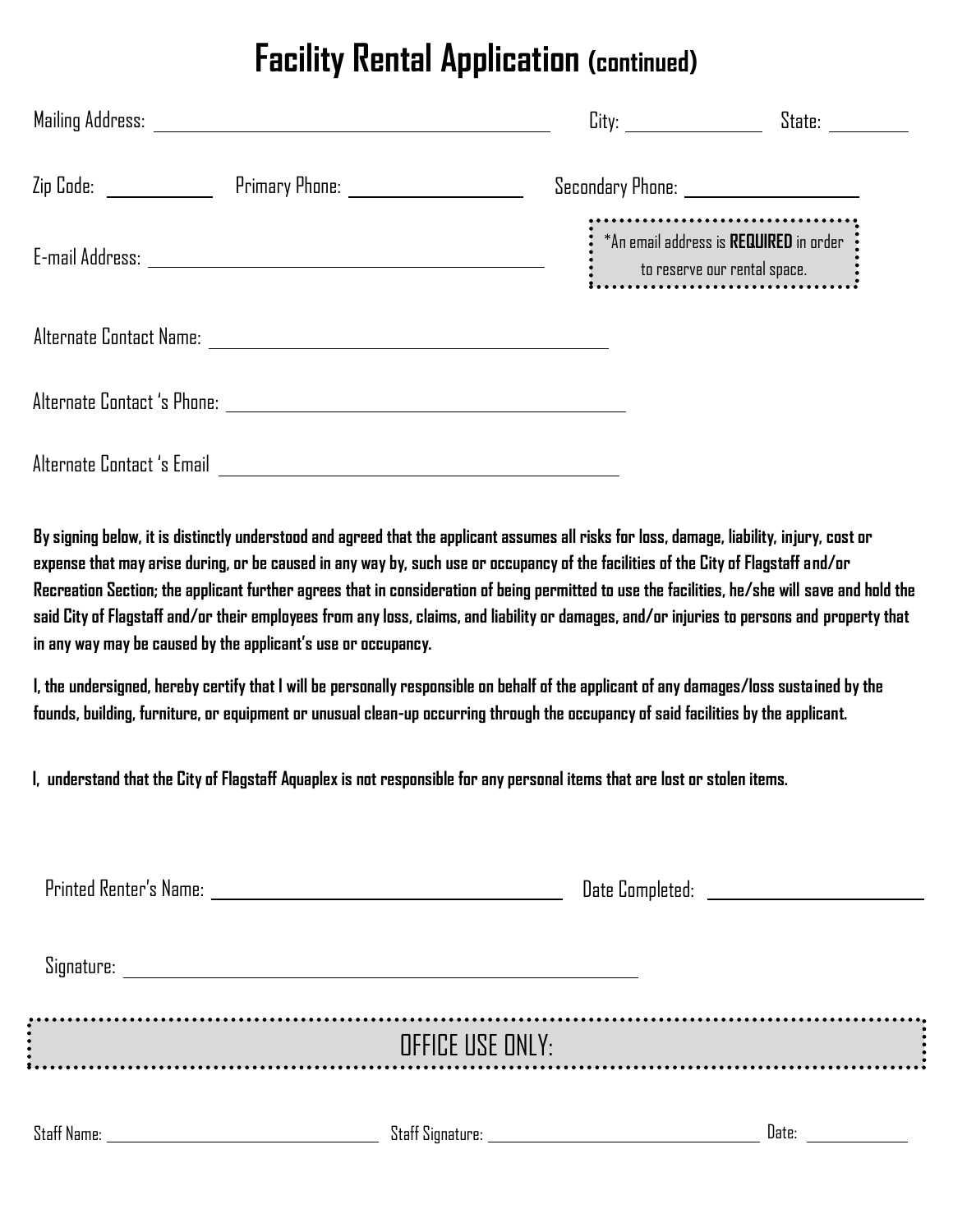# Facility Rental Application (continued)

Mailing Address: ______________________________ City: ______________ State: __________

Zip Code: __________ Primary Phone: ________________ Secondary Phone: ________________

E-mail Address: ______________________________

*An email address is **REQUIRED** in order to reserve our rental space.

Alternate Contact Name: ______________________________

Alternate Contact 's Phone: ______________________________

Alternate Contact 's Email ______________________________

**By signing below, it is distinctly understood and agreed that the applicant assumes all risks for loss, damage, liability, injury, cost or expense that may arise during, or be caused in any way by, such use or occupancy of the facilities of the City of Flagstaff and/or Recreation Section; the applicant further agrees that in consideration of being permitted to use the facilities, he/she will save and hold the said City of Flagstaff and/or their employees from any loss, claims, and liability or damages, and/or injuries to persons and property that in any way may be caused by the applicant's use or occupancy.**

**I, the undersigned, hereby certify that I will be personally responsible on behalf of the applicant of any damages/loss sustained by the founds, building, furniture, or equipment or unusual clean-up occurring through the occupancy of said facilities by the applicant.**

**I, understand that the City of Flagstaff Aquaplex is not responsible for any personal items that are lost or stolen items.**

Printed Renter's Name: ______________________________ Date Completed: ________________

Signature: ______________________________

## OFFICE USE ONLY:

Staff Name: ______________________ Staff Signature: ______________________ Date: __________